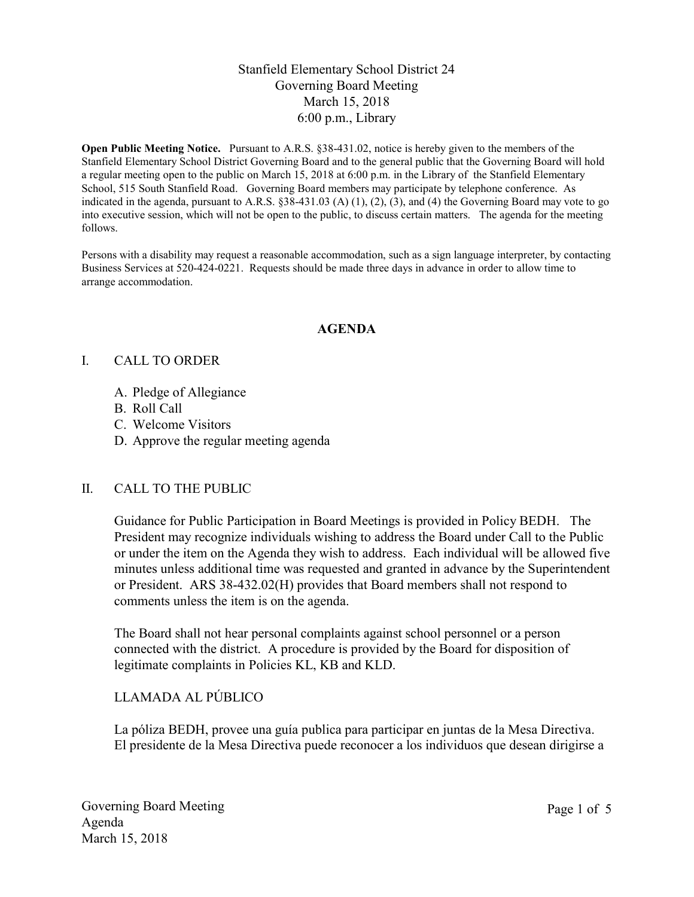Stanfield Elementary School District 24
Governing Board Meeting
March 15, 2018
6:00 p.m., Library

**Open Public Meeting Notice.** Pursuant to A.R.S. §38-431.02, notice is hereby given to the members of the Stanfield Elementary School District Governing Board and to the general public that the Governing Board will hold a regular meeting open to the public on March 15, 2018 at 6:00 p.m. in the Library of the Stanfield Elementary School, 515 South Stanfield Road. Governing Board members may participate by telephone conference. As indicated in the agenda, pursuant to A.R.S. §38-431.03 (A) (1), (2), (3), and (4) the Governing Board may vote to go into executive session, which will not be open to the public, to discuss certain matters. The agenda for the meeting follows.

Persons with a disability may request a reasonable accommodation, such as a sign language interpreter, by contacting Business Services at 520-424-0221. Requests should be made three days in advance in order to allow time to arrange accommodation.

## AGENDA

### I. CALL TO ORDER

A. Pledge of Allegiance
B. Roll Call
C. Welcome Visitors
D. Approve the regular meeting agenda

### II. CALL TO THE PUBLIC

Guidance for Public Participation in Board Meetings is provided in Policy BEDH. The President may recognize individuals wishing to address the Board under Call to the Public or under the item on the Agenda they wish to address. Each individual will be allowed five minutes unless additional time was requested and granted in advance by the Superintendent or President. ARS 38-432.02(H) provides that Board members shall not respond to comments unless the item is on the agenda.

The Board shall not hear personal complaints against school personnel or a person connected with the district. A procedure is provided by the Board for disposition of legitimate complaints in Policies KL, KB and KLD.

LLAMADA AL PÚBLICO

La póliza BEDH, provee una guía publica para participar en juntas de la Mesa Directiva. El presidente de la Mesa Directiva puede reconocer a los individuos que desean dirigirse a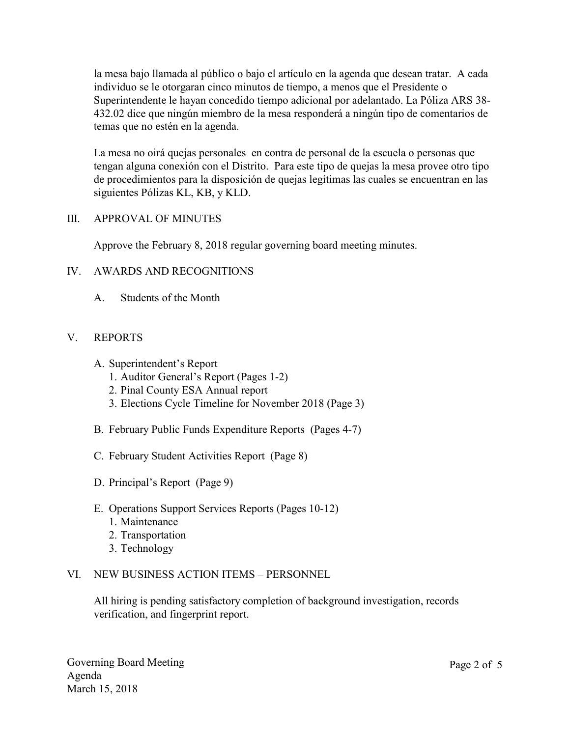la mesa bajo llamada al público o bajo el artículo en la agenda que desean tratar. A cada individuo se le otorgaran cinco minutos de tiempo, a menos que el Presidente o Superintendente le hayan concedido tiempo adicional por adelantado. La Póliza ARS 38-432.02 dice que ningún miembro de la mesa responderá a ningún tipo de comentarios de temas que no estén en la agenda.

La mesa no oirá quejas personales en contra de personal de la escuela o personas que tengan alguna conexión con el Distrito. Para este tipo de quejas la mesa provee otro tipo de procedimientos para la disposición de quejas legítimas las cuales se encuentran en las siguientes Pólizas KL, KB, y KLD.

## III. APPROVAL OF MINUTES

Approve the February 8, 2018 regular governing board meeting minutes.

## IV. AWARDS AND RECOGNITIONS

A. Students of the Month

## V. REPORTS

A. Superintendent's Report
   1. Auditor General's Report (Pages 1-2)
   2. Pinal County ESA Annual report
   3. Elections Cycle Timeline for November 2018 (Page 3)

B. February Public Funds Expenditure Reports (Pages 4-7)

C. February Student Activities Report (Page 8)

D. Principal's Report (Page 9)

E. Operations Support Services Reports (Pages 10-12)
   1. Maintenance
   2. Transportation
   3. Technology

## VI. NEW BUSINESS ACTION ITEMS – PERSONNEL

All hiring is pending satisfactory completion of background investigation, records verification, and fingerprint report.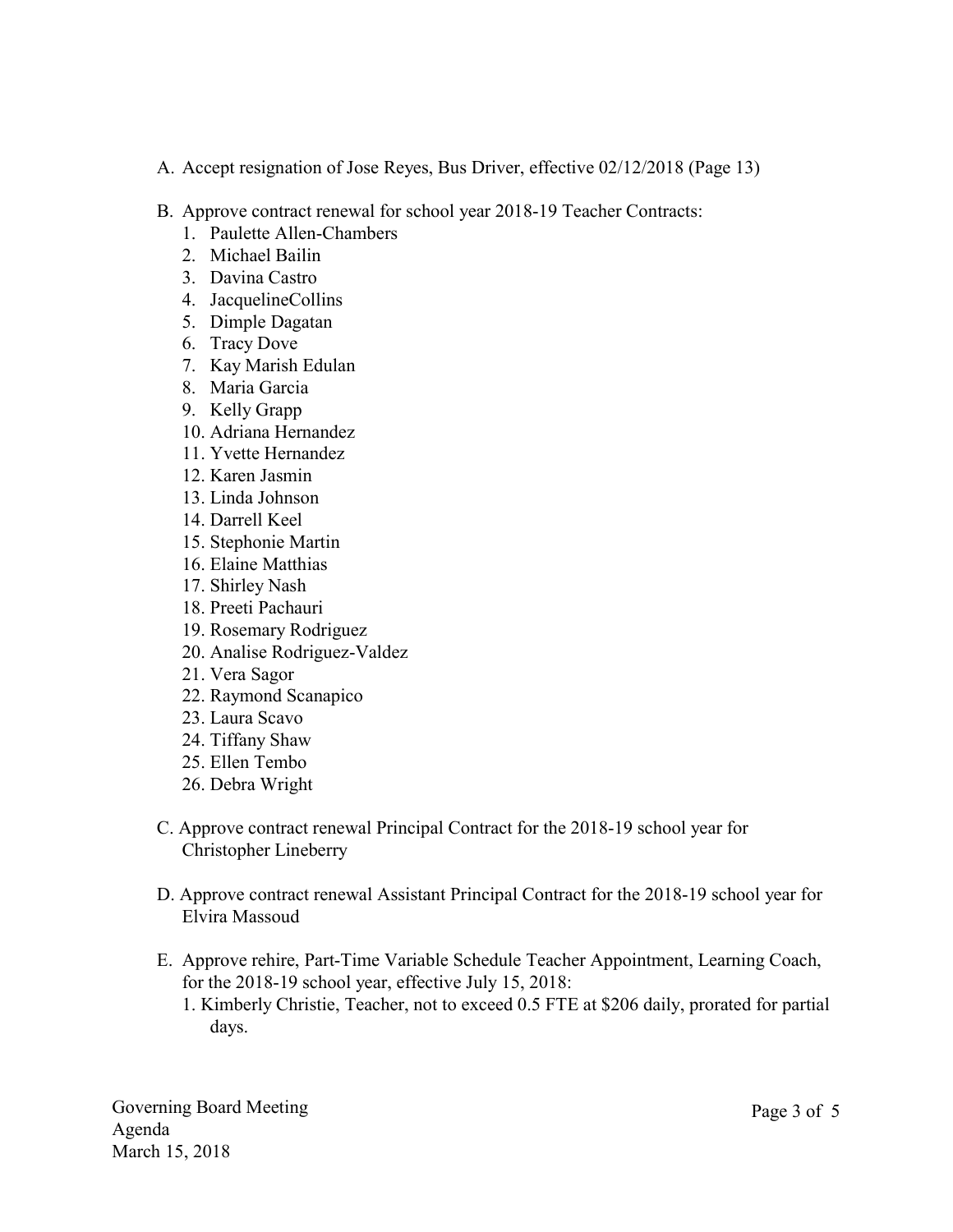A. Accept resignation of Jose Reyes, Bus Driver, effective 02/12/2018 (Page 13)

B. Approve contract renewal for school year 2018-19 Teacher Contracts:
   1. Paulette Allen-Chambers
   2. Michael Bailin
   3. Davina Castro
   4. JacquelineCollins
   5. Dimple Dagatan
   6. Tracy Dove
   7. Kay Marish Edulan
   8. Maria Garcia
   9. Kelly Grapp
   10. Adriana Hernandez
   11. Yvette Hernandez
   12. Karen Jasmin
   13. Linda Johnson
   14. Darrell Keel
   15. Stephonie Martin
   16. Elaine Matthias
   17. Shirley Nash
   18. Preeti Pachauri
   19. Rosemary Rodriguez
   20. Analise Rodriguez-Valdez
   21. Vera Sagor
   22. Raymond Scanapico
   23. Laura Scavo
   24. Tiffany Shaw
   25. Ellen Tembo
   26. Debra Wright

C. Approve contract renewal Principal Contract for the 2018-19 school year for Christopher Lineberry

D. Approve contract renewal Assistant Principal Contract for the 2018-19 school year for Elvira Massoud

E. Approve rehire, Part-Time Variable Schedule Teacher Appointment, Learning Coach, for the 2018-19 school year, effective July 15, 2018:
   1. Kimberly Christie, Teacher, not to exceed 0.5 FTE at $206 daily, prorated for partial days.

Governing Board Meeting
Agenda
March 15, 2018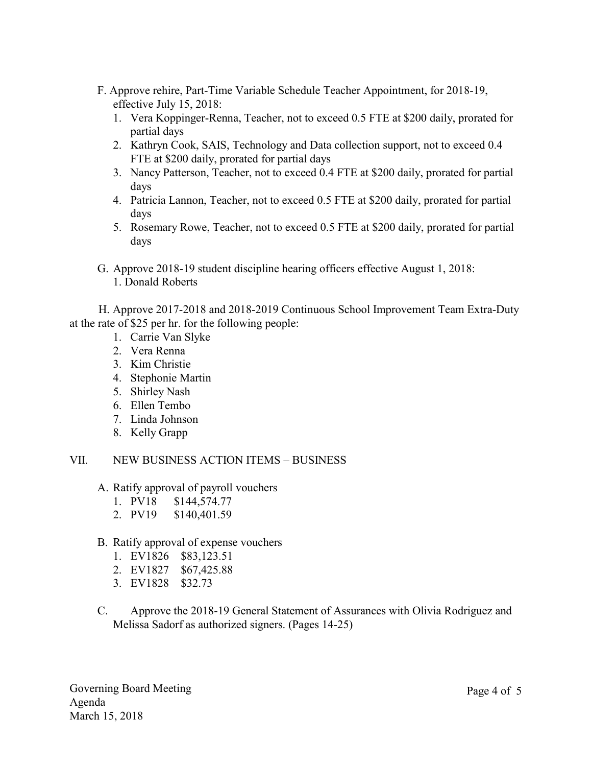F. Approve rehire, Part-Time Variable Schedule Teacher Appointment, for 2018-19, effective July 15, 2018:

1. Vera Koppinger-Renna, Teacher, not to exceed 0.5 FTE at $200 daily, prorated for partial days
2. Kathryn Cook, SAIS, Technology and Data collection support, not to exceed 0.4 FTE at $200 daily, prorated for partial days
3. Nancy Patterson, Teacher, not to exceed 0.4 FTE at $200 daily, prorated for partial days
4. Patricia Lannon, Teacher, not to exceed 0.5 FTE at $200 daily, prorated for partial days
5. Rosemary Rowe, Teacher, not to exceed 0.5 FTE at $200 daily, prorated for partial days

G. Approve 2018-19 student discipline hearing officers effective August 1, 2018:

1. Donald Roberts

H. Approve 2017-2018 and 2018-2019 Continuous School Improvement Team Extra-Duty at the rate of $25 per hr. for the following people:

1. Carrie Van Slyke
2. Vera Renna
3. Kim Christie
4. Stephonie Martin
5. Shirley Nash
6. Ellen Tembo
7. Linda Johnson
8. Kelly Grapp

## VII. NEW BUSINESS ACTION ITEMS – BUSINESS

A. Ratify approval of payroll vouchers

1. PV18 $144,574.77
2. PV19 $140,401.59

B. Ratify approval of expense vouchers

1. EV1826 $83,123.51
2. EV1827 $67,425.88
3. EV1828 $32.73

C. Approve the 2018-19 General Statement of Assurances with Olivia Rodriguez and Melissa Sadorf as authorized signers. (Pages 14-25)

Governing Board Meeting
Agenda
March 15, 2018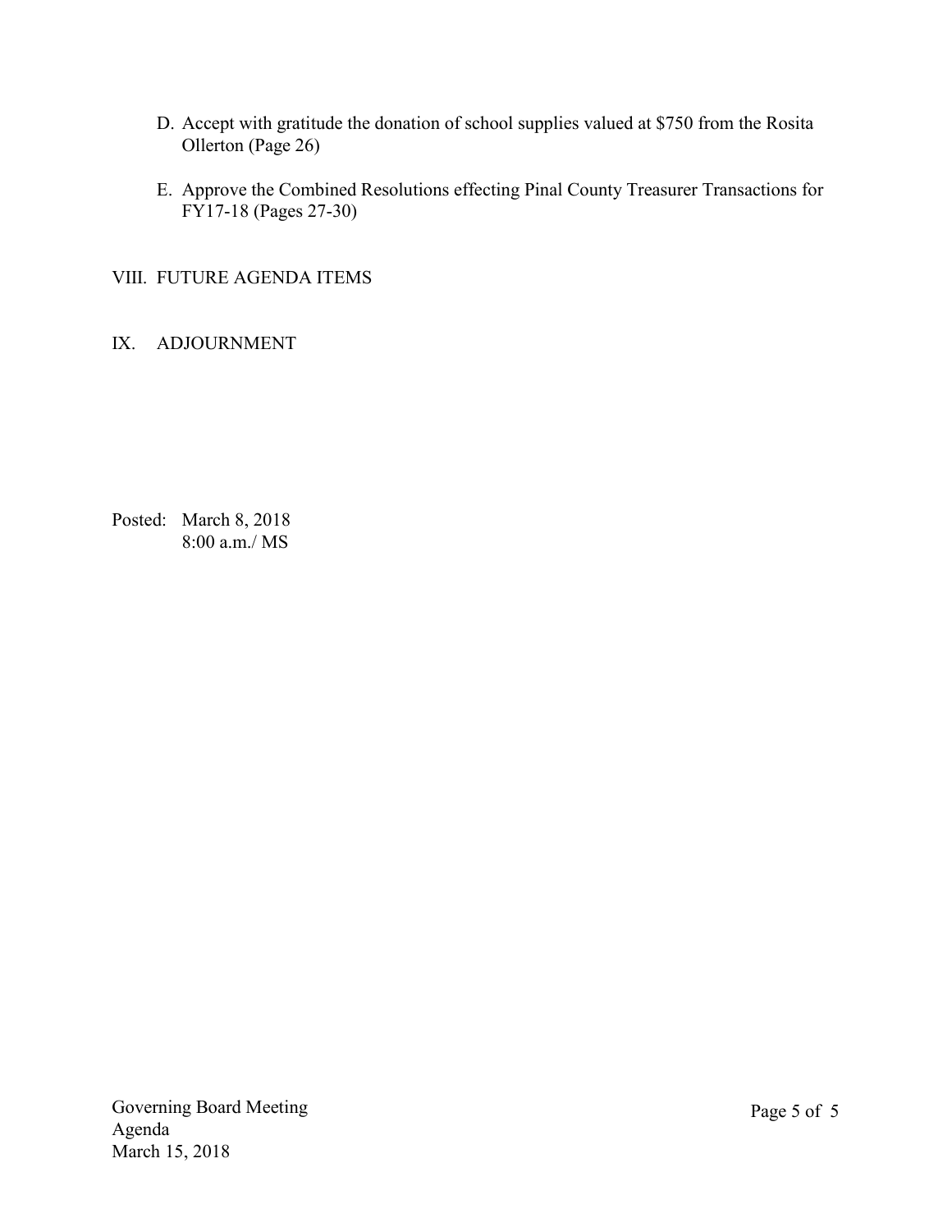D. Accept with gratitude the donation of school supplies valued at $750 from the Rosita Ollerton (Page 26)

E. Approve the Combined Resolutions effecting Pinal County Treasurer Transactions for FY17-18 (Pages 27-30)

VIII. FUTURE AGENDA ITEMS

IX. ADJOURNMENT

Posted: March 8, 2018
8:00 a.m./ MS